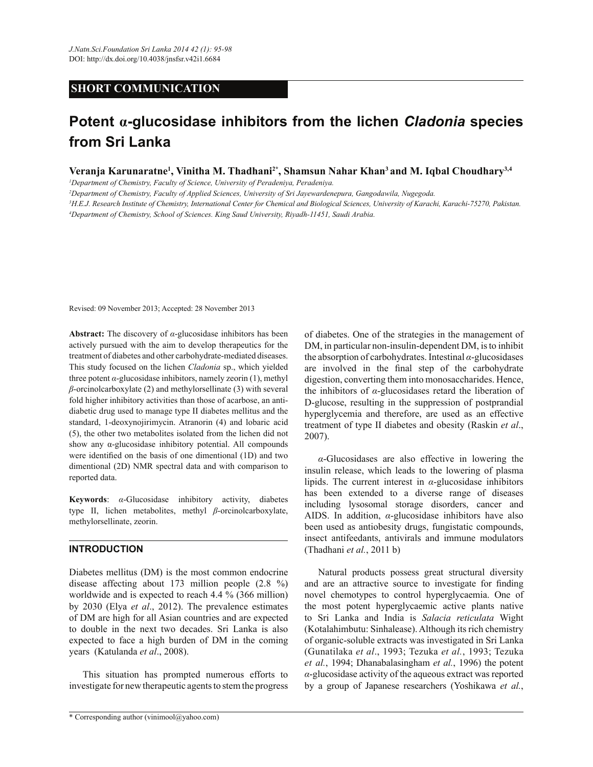SHORT COMMUNICATION

# Potent α-glucosidase inhibitors from the lichen *Cladonia* species from Sri Lanka

**Veranja Karunaratne[1], Vinitha M. Thadhani[2*], Shamsun Nahar Khan[3] and M. Iqbal Choudhary[3,4]**

[1]*Department of Chemistry, Faculty of Science, University of Peradeniya, Peradeniya.*

[2]*Department of Chemistry, Faculty of Applied Sciences, University of Sri Jayewardenepura, Gangodawila, Nugegoda.*

[3]*H.E.J. Research Institute of Chemistry, International Center for Chemical and Biological Sciences, University of Karachi, Karachi-75270, Pakistan.*

[4]*Department of Chemistry, School of Sciences. King Saud University, Riyadh-11451, Saudi Arabia.*

Revised: 09 November 2013; Accepted: 28 November 2013

**Abstract:** The discovery of *α*-glucosidase inhibitors has been actively pursued with the aim to develop therapeutics for the treatment of diabetes and other carbohydrate-mediated diseases. This study focused on the lichen *Cladonia* sp., which yielded three potent *α*-glucosidase inhibitors, namely zeorin (1), methyl *β*-orcinolcarboxylate (2) and methylorsellinate (3) with several fold higher inhibitory activities than those of acarbose, an anti-diabetic drug used to manage type II diabetes mellitus and the standard, 1-deoxynojirimycin. Atranorin (4) and lobaric acid (5), the other two metabolites isolated from the lichen did not show any α-glucosidase inhibitory potential. All compounds were identified on the basis of one dimentional (1D) and two dimentional (2D) NMR spectral data and with comparison to reported data.

**Keywords**: *α*-Glucosidase inhibitory activity, diabetes type II, lichen metabolites, methyl *β*-orcinolcarboxylate, methylorsellinate, zeorin.

## INTRODUCTION

Diabetes mellitus (DM) is the most common endocrine disease affecting about 173 million people (2.8 %) worldwide and is expected to reach 4.4 % (366 million) by 2030 (Elya *et al*., 2012). The prevalence estimates of DM are high for all Asian countries and are expected to double in the next two decades. Sri Lanka is also expected to face a high burden of DM in the coming years (Katulanda *et al*., 2008).

This situation has prompted numerous efforts to investigate for new therapeutic agents to stem the progress of diabetes. One of the strategies in the management of DM, in particular non-insulin-dependent DM, is to inhibit the absorption of carbohydrates. Intestinal *α*-glucosidases are involved in the final step of the carbohydrate digestion, converting them into monosaccharides. Hence, the inhibitors of *α*-glucosidases retard the liberation of D-glucose, resulting in the suppression of postprandial hyperglycemia and therefore, are used as an effective treatment of type II diabetes and obesity (Raskin *et al*., 2007).

*α*-Glucosidases are also effective in lowering the insulin release, which leads to the lowering of plasma lipids. The current interest in *α*-glucosidase inhibitors has been extended to a diverse range of diseases including lysosomal storage disorders, cancer and AIDS. In addition, *α*-glucosidase inhibitors have also been used as antiobesity drugs, fungistatic compounds, insect antifeedants, antivirals and immune modulators (Thadhani *et al.*, 2011 b)

Natural products possess great structural diversity and are an attractive source to investigate for finding novel chemotypes to control hyperglycaemia. One of the most potent hyperglycaemic active plants native to Sri Lanka and India is *Salacia reticulata* Wight (Kotalahimbutu: Sinhalease). Although its rich chemistry of organic-soluble extracts was investigated in Sri Lanka (Gunatilaka *et al*., 1993; Tezuka *et al.*, 1993; Tezuka *et al.*, 1994; Dhanabalasingham *et al.*, 1996) the potent *α*-glucosidase activity of the aqueous extract was reported by a group of Japanese researchers (Yoshikawa *et al.*,

\* Corresponding author (vinimool@yahoo.com)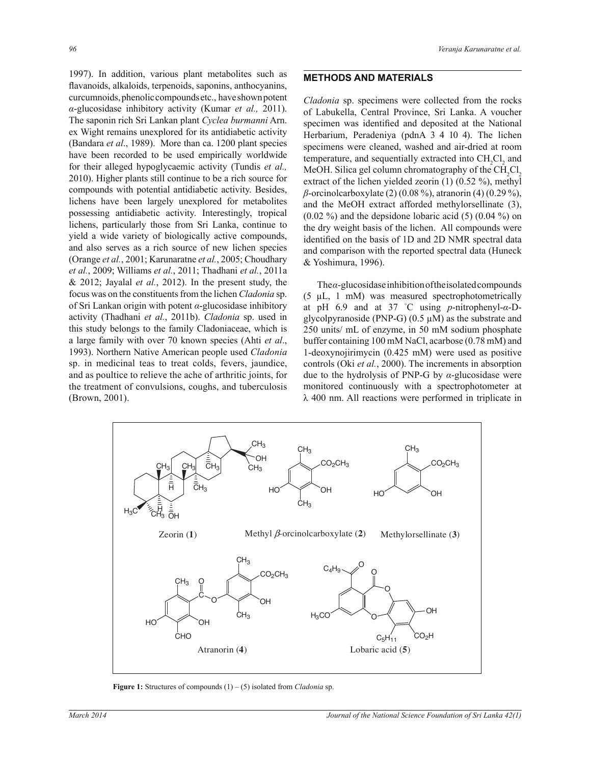1997). In addition, various plant metabolites such as flavanoids, alkaloids, terpenoids, saponins, anthocyanins, curcumnoids, phenolic compounds etc., have shown potent *α*-glucosidase inhibitory activity (Kumar *et al.,* 2011). The saponin rich Sri Lankan plant *Cyclea burmanni* Arn. ex Wight remains unexplored for its antidiabetic activity (Bandara *et al*., 1989). More than ca. 1200 plant species have been recorded to be used empirically worldwide for their alleged hypoglycaemic activity (Tundis *et al.,* 2010). Higher plants still continue to be a rich source for compounds with potential antidiabetic activity. Besides, lichens have been largely unexplored for metabolites possessing antidiabetic activity. Interestingly, tropical lichens, particularly those from Sri Lanka, continue to yield a wide variety of biologically active compounds, and also serves as a rich source of new lichen species (Orange *et al.*, 2001; Karunaratne *et al.*, 2005; Choudhary *et al*., 2009; Williams *et al.*, 2011; Thadhani *et al.*, 2011a & 2012; Jayalal *et al.*, 2012). In the present study, the focus was on the constituents from the lichen *Cladonia* sp. of Sri Lankan origin with potent *α*-glucosidase inhibitory activity (Thadhani *et al.*, 2011b). *Cladonia* sp. used in this study belongs to the family Cladoniaceae, which is a large family with over 70 known species (Ahti *et al*., 1993). Northern Native American people used *Cladonia* sp. in medicinal teas to treat colds, fevers, jaundice, and as poultice to relieve the ache of arthritic joints, for the treatment of convulsions, coughs, and tuberculosis (Brown, 2001).

## METHODS AND MATERIALS

*Cladonia* sp. specimens were collected from the rocks of Labukella, Central Province, Sri Lanka. A voucher specimen was identified and deposited at the National Herbarium, Peradeniya (pdnA 3 4 10 4). The lichen specimens were cleaned, washed and air-dried at room temperature, and sequentially extracted into $CH_2Cl_2$ and MeOH. Silica gel column chromatography of the $CH_2Cl_2$ extract of the lichen yielded zeorin (1) (0.52 %), methyl *β*-orcinolcarboxylate (2) (0.08 %), atranorin (4) (0.29 %), and the MeOH extract afforded methylorsellinate (3), (0.02 %) and the depsidone lobaric acid (5) (0.04 %) on the dry weight basis of the lichen. All compounds were identified on the basis of 1D and 2D NMR spectral data and comparison with the reported spectral data (Huneck & Yoshimura, 1996).

The *α*-glucosidase inhibition of the isolated compounds (5 µL, 1 mM) was measured spectrophotometrically at pH 6.9 and at 37 °C using *p*-nitrophenyl-*α*-D-glycolpyranoside (PNP-G) (0.5 µM) as the substrate and 250 units/ mL of enzyme, in 50 mM sodium phosphate buffer containing 100 mM NaCl, acarbose (0.78 mM) and 1-deoxynojirimycin (0.425 mM) were used as positive controls (Oki *et al.*, 2000). The increments in absorption due to the hydrolysis of PNP-G by *α*-glucosidase were monitored continuously with a spectrophotometer at λ 400 nm. All reactions were performed in triplicate in

Zeorin (**1**) Methyl *β*-orcinolcarboxylate (**2**) Methylorsellinate (**3**)

Atranorin (**4**) Lobaric acid (**5**)

**Figure 1:** Structures of compounds (1) – (5) isolated from *Cladonia* sp.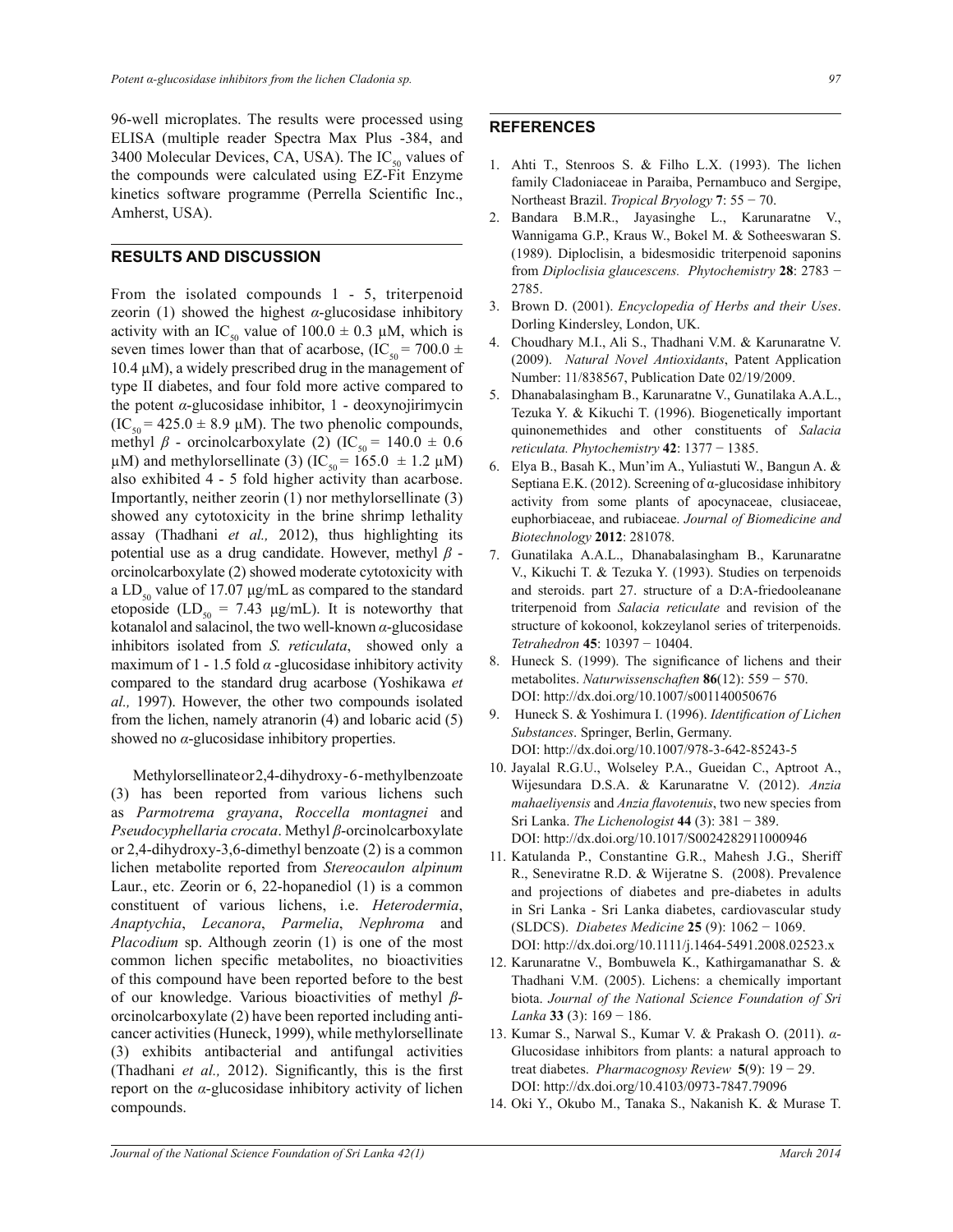96-well microplates. The results were processed using ELISA (multiple reader Spectra Max Plus -384, and 3400 Molecular Devices, CA, USA). The $IC_{50}$ values of the compounds were calculated using EZ-Fit Enzyme kinetics software programme (Perrella Scientific Inc., Amherst, USA).

## RESULTS AND DISCUSSION

From the isolated compounds 1 - 5, triterpenoid zeorin (1) showed the highest $\alpha$-glucosidase inhibitory activity with an $IC_{50}$ value of $100.0 \pm 0.3$ µM, which is seven times lower than that of acarbose, ($IC_{50} = 700.0 \pm 10.4$ µM), a widely prescribed drug in the management of type II diabetes, and four fold more active compared to the potent $\alpha$-glucosidase inhibitor, 1 - deoxynojirimycin ($IC_{50} = 425.0 \pm 8.9$ µM). The two phenolic compounds, methyl $\beta$ - orcinolcarboxylate (2) ($IC_{50} = 140.0 \pm 0.6$ µM) and methylorsellinate (3) ($IC_{50} = 165.0 \pm 1.2$ µM) also exhibited 4 - 5 fold higher activity than acarbose. Importantly, neither zeorin (1) nor methylorsellinate (3) showed any cytotoxicity in the brine shrimp lethality assay (Thadhani *et al.,* 2012), thus highlighting its potential use as a drug candidate. However, methyl $\beta$ - orcinolcarboxylate (2) showed moderate cytotoxicity with a $LD_{50}$ value of 17.07 µg/mL as compared to the standard etoposide ($LD_{50}$ = 7.43 µg/mL). It is noteworthy that kotanalol and salacinol, the two well-known $\alpha$-glucosidase inhibitors isolated from *S. reticulata*, showed only a maximum of 1 - 1.5 fold $\alpha$ -glucosidase inhibitory activity compared to the standard drug acarbose (Yoshikawa *et al.,* 1997). However, the other two compounds isolated from the lichen, namely atranorin (4) and lobaric acid (5) showed no $\alpha$-glucosidase inhibitory properties.

Methylorsellinate or 2,4-dihydroxy-6-methylbenzoate (3) has been reported from various lichens such as *Parmotrema grayana*, *Roccella montagnei* and *Pseudocyphellaria crocata*. Methyl $\beta$-orcinolcarboxylate or 2,4-dihydroxy-3,6-dimethyl benzoate (2) is a common lichen metabolite reported from *Stereocaulon alpinum* Laur., etc. Zeorin or 6, 22-hopanediol (1) is a common constituent of various lichens, i.e. *Heterodermia*, *Anaptychia*, *Lecanora*, *Parmelia*, *Nephroma* and *Placodium* sp. Although zeorin (1) is one of the most common lichen specific metabolites, no bioactivities of this compound have been reported before to the best of our knowledge. Various bioactivities of methyl $\beta$-orcinolcarboxylate (2) have been reported including anti-cancer activities (Huneck, 1999), while methylorsellinate (3) exhibits antibacterial and antifungal activities (Thadhani *et al.,* 2012). Significantly, this is the first report on the $\alpha$-glucosidase inhibitory activity of lichen compounds.

## REFERENCES

1. Ahti T., Stenroos S. & Filho L.X. (1993). The lichen family Cladoniaceae in Paraiba, Pernambuco and Sergipe, Northeast Brazil. *Tropical Bryology* **7**: 55 − 70.
2. Bandara B.M.R., Jayasinghe L., Karunaratne V., Wannigama G.P., Kraus W., Bokel M. & Sotheeswaran S. (1989). Diploclisin, a bidesmosidic triterpenoid saponins from *Diploclisia glaucescens. Phytochemistry* **28**: 2783 − 2785.
3. Brown D. (2001). *Encyclopedia of Herbs and their Uses*. Dorling Kindersley, London, UK.
4. Choudhary M.I., Ali S., Thadhani V.M. & Karunaratne V. (2009). *Natural Novel Antioxidants*, Patent Application Number: 11/838567, Publication Date 02/19/2009.
5. Dhanabalasingham B., Karunaratne V., Gunatilaka A.A.L., Tezuka Y. & Kikuchi T. (1996). Biogenetically important quinonemethides and other constituents of *Salacia reticulata. Phytochemistry* **42**: 1377 − 1385.
6. Elya B., Basah K., Mun'im A., Yuliastuti W., Bangun A. & Septiana E.K. (2012). Screening of α-glucosidase inhibitory activity from some plants of apocynaceae, clusiaceae, euphorbiaceae, and rubiaceae. *Journal of Biomedicine and Biotechnology* **2012**: 281078.
7. Gunatilaka A.A.L., Dhanabalasingham B., Karunaratne V., Kikuchi T. & Tezuka Y. (1993). Studies on terpenoids and steroids. part 27. structure of a D:A-friedooleanane triterpenoid from *Salacia reticulate* and revision of the structure of kokoonol, kokzeylanol series of triterpenoids. *Tetrahedron* **45**: 10397 − 10404.
8. Huneck S. (1999). The significance of lichens and their metabolites. *Naturwissenschaften* **86**(12): 559 − 570. DOI: http://dx.doi.org/10.1007/s001140050676
9. Huneck S. & Yoshimura I. (1996). *Identification of Lichen Substances*. Springer, Berlin, Germany. DOI: http://dx.doi.org/10.1007/978-3-642-85243-5
10. Jayalal R.G.U., Wolseley P.A., Gueidan C., Aptroot A., Wijesundara D.S.A. & Karunaratne V. (2012). *Anzia mahaeliyensis* and *Anzia flavotenuis*, two new species from Sri Lanka. *The Lichenologist* **44** (3): 381 − 389. DOI: http://dx.doi.org/10.1017/S0024282911000946
11. Katulanda P., Constantine G.R., Mahesh J.G., Sheriff R., Seneviratne R.D. & Wijeratne S. (2008). Prevalence and projections of diabetes and pre-diabetes in adults in Sri Lanka - Sri Lanka diabetes, cardiovascular study (SLDCS). *Diabetes Medicine* **25** (9): 1062 − 1069. DOI: http://dx.doi.org/10.1111/j.1464-5491.2008.02523.x
12. Karunaratne V., Bombuwela K., Kathirgamanathar S. & Thadhani V.M. (2005). Lichens: a chemically important biota. *Journal of the National Science Foundation of Sri Lanka* **33** (3): 169 − 186.
13. Kumar S., Narwal S., Kumar V. & Prakash O. (2011). *α*-Glucosidase inhibitors from plants: a natural approach to treat diabetes. *Pharmacognosy Review* **5**(9): 19 − 29. DOI: http://dx.doi.org/10.4103/0973-7847.79096
14. Oki Y., Okubo M., Tanaka S., Nakanish K. & Murase T.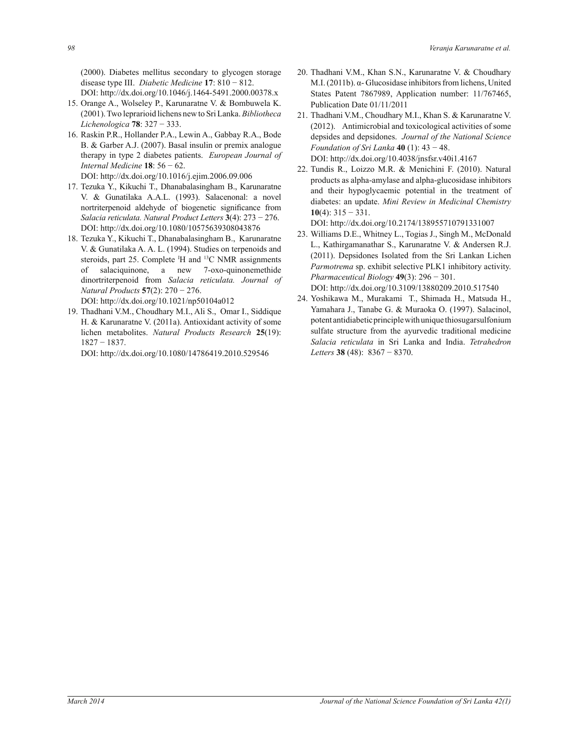(2000). Diabetes mellitus secondary to glycogen storage disease type III. *Diabetic Medicine* **17**: 810 − 812.
DOI: http://dx.doi.org/10.1046/j.1464-5491.2000.00378.x

15. Orange A., Wolseley P., Karunaratne V. & Bombuwela K. (2001). Two leprarioid lichens new to Sri Lanka. *Bibliotheca Lichenologica* **78**: 327 − 333.
16. Raskin P.R., Hollander P.A., Lewin A., Gabbay R.A., Bode B. & Garber A.J. (2007). Basal insulin or premix analogue therapy in type 2 diabetes patients. *European Journal of Internal Medicine* **18**: 56 − 62.
DOI: http://dx.doi.org/10.1016/j.ejim.2006.09.006
17. Tezuka Y., Kikuchi T., Dhanabalasingham B., Karunaratne V. & Gunatilaka A.A.L. (1993). Salacenonal: a novel nortriterpenoid aldehyde of biogenetic significance from *Salacia reticulata. Natural Product Letters* **3**(4): 273 − 276.
DOI: http://dx.doi.org/10.1080/10575639308043876
18. Tezuka Y., Kikuchi T., Dhanabalasingham B., Karunaratne V. & Gunatilaka A. A. L. (1994). Studies on terpenoids and steroids, part 25. Complete $^{1}$H and $^{13}$C NMR assignments of salaciquinone, a new 7-oxo-quinonemethide dinortriterpenoid from *Salacia reticulata. Journal of Natural Products* **57**(2): 270 − 276.
DOI: http://dx.doi.org/10.1021/np50104a012
19. Thadhani V.M., Choudhary M.I., Ali S., Omar I., Siddique H. & Karunaratne V. (2011a). Antioxidant activity of some lichen metabolites. *Natural Products Research* **25**(19): 1827 − 1837.
DOI: http://dx.doi.org/10.1080/14786419.2010.529546
20. Thadhani V.M., Khan S.N., Karunaratne V. & Choudhary M.I. (2011b). α- Glucosidase inhibitors from lichens, United States Patent 7867989, Application number: 11/767465, Publication Date 01/11/2011
21. Thadhani V.M., Choudhary M.I., Khan S. & Karunaratne V. (2012). Antimicrobial and toxicological activities of some depsides and depsidones. *Journal of the National Science Foundation of Sri Lanka* **40** (1): 43 − 48.
DOI: http://dx.doi.org/10.4038/jnsfsr.v40i1.4167
22. Tundis R., Loizzo M.R. & Menichini F. (2010). Natural products as alpha-amylase and alpha-glucosidase inhibitors and their hypoglycaemic potential in the treatment of diabetes: an update. *Mini Review in Medicinal Chemistry* **10**(4): 315 − 331.
DOI: http://dx.doi.org/10.2174/138955710791331007
23. Williams D.E., Whitney L., Togias J., Singh M., McDonald L., Kathirgamanathar S., Karunaratne V. & Andersen R.J. (2011). Depsidones Isolated from the Sri Lankan Lichen *Parmotrema* sp. exhibit selective PLK1 inhibitory activity. *Pharmaceutical Biology* **49**(3): 296 − 301.
DOI: http://dx.doi.org/10.3109/13880209.2010.517540
24. Yoshikawa M., Murakami T., Shimada H., Matsuda H., Yamahara J., Tanabe G. & Muraoka O. (1997). Salacinol, potent antidiabetic principle with unique thiosugarsulfonium sulfate structure from the ayurvedic traditional medicine *Salacia reticulata* in Sri Lanka and India. *Tetrahedron Letters* **38** (48): 8367 − 8370.